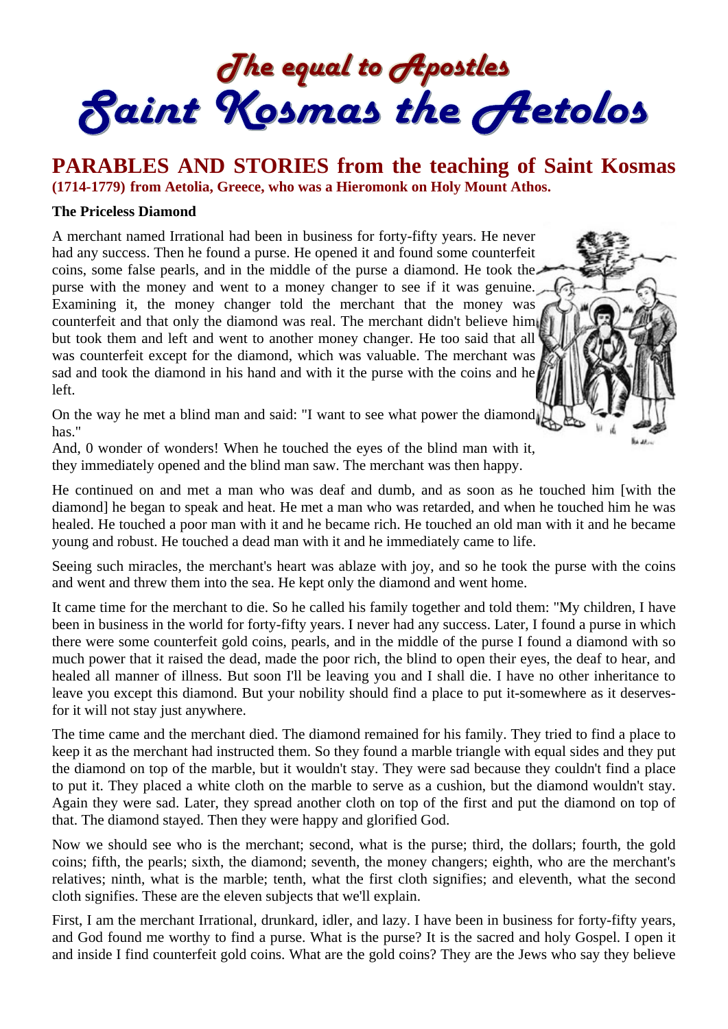# The equal to Apostles
# Saint Kosmas the Aetolos

## PARABLES AND STORIES from the teaching of Saint Kosmas (1714-1779) from Aetolia, Greece, who was a Hieromonk on Holy Mount Athos.

**The Priceless Diamond**

A merchant named Irrational had been in business for forty-fifty years. He never had any success. Then he found a purse. He opened it and found some counterfeit coins, some false pearls, and in the middle of the purse a diamond. He took the purse with the money and went to a money changer to see if it was genuine. Examining it, the money changer told the merchant that the money was counterfeit and that only the diamond was real. The merchant didn't believe him but took them and left and went to another money changer. He too said that all was counterfeit except for the diamond, which was valuable. The merchant was sad and took the diamond in his hand and with it the purse with the coins and he left.

On the way he met a blind man and said: "I want to see what power the diamond has."

And, 0 wonder of wonders! When he touched the eyes of the blind man with it, they immediately opened and the blind man saw. The merchant was then happy.

He continued on and met a man who was deaf and dumb, and as soon as he touched him [with the diamond] he began to speak and heat. He met a man who was retarded, and when he touched him he was healed. He touched a poor man with it and he became rich. He touched an old man with it and he became young and robust. He touched a dead man with it and he immediately came to life.

Seeing such miracles, the merchant's heart was ablaze with joy, and so he took the purse with the coins and went and threw them into the sea. He kept only the diamond and went home.

It came time for the merchant to die. So he called his family together and told them: "My children, I have been in business in the world for forty-fifty years. I never had any success. Later, I found a purse in which there were some counterfeit gold coins, pearls, and in the middle of the purse I found a diamond with so much power that it raised the dead, made the poor rich, the blind to open their eyes, the deaf to hear, and healed all manner of illness. But soon I'll be leaving you and I shall die. I have no other inheritance to leave you except this diamond. But your nobility should find a place to put it-somewhere as it deserves-for it will not stay just anywhere.

The time came and the merchant died. The diamond remained for his family. They tried to find a place to keep it as the merchant had instructed them. So they found a marble triangle with equal sides and they put the diamond on top of the marble, but it wouldn't stay. They were sad because they couldn't find a place to put it. They placed a white cloth on the marble to serve as a cushion, but the diamond wouldn't stay. Again they were sad. Later, they spread another cloth on top of the first and put the diamond on top of that. The diamond stayed. Then they were happy and glorified God.

Now we should see who is the merchant; second, what is the purse; third, the dollars; fourth, the gold coins; fifth, the pearls; sixth, the diamond; seventh, the money changers; eighth, who are the merchant's relatives; ninth, what is the marble; tenth, what the first cloth signifies; and eleventh, what the second cloth signifies. These are the eleven subjects that we'll explain.

First, I am the merchant Irrational, drunkard, idler, and lazy. I have been in business for forty-fifty years, and God found me worthy to find a purse. What is the purse? It is the sacred and holy Gospel. I open it and inside I find counterfeit gold coins. What are the gold coins? They are the Jews who say they believe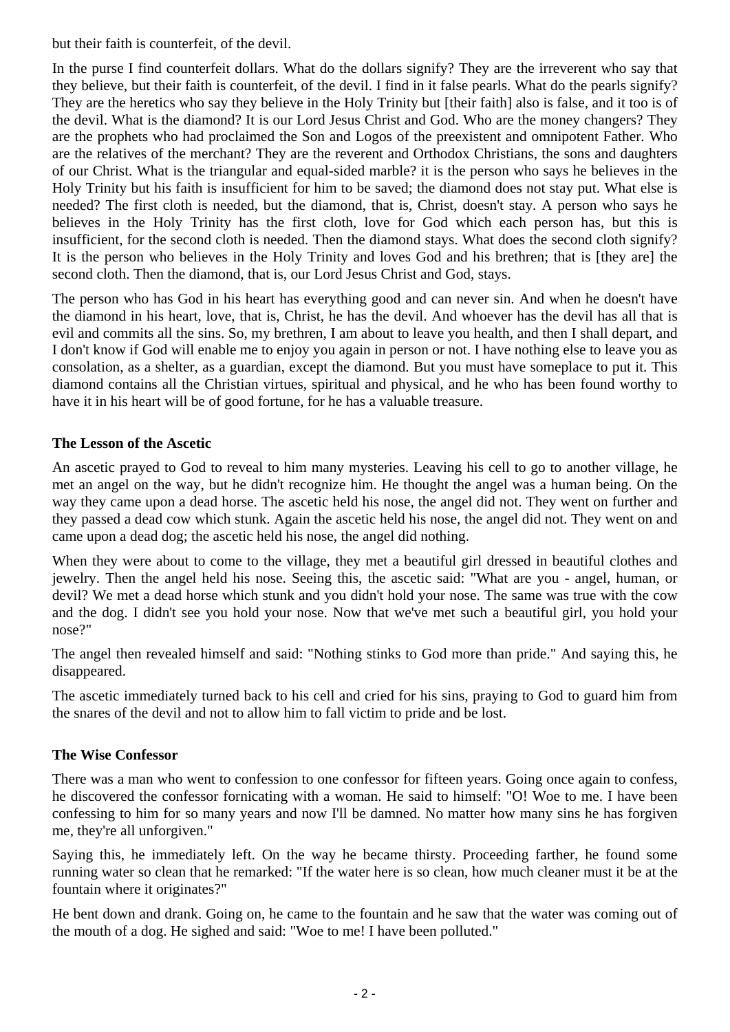but their faith is counterfeit, of the devil.

In the purse I find counterfeit dollars. What do the dollars signify? They are the irreverent who say that they believe, but their faith is counterfeit, of the devil. I find in it false pearls. What do the pearls signify? They are the heretics who say they believe in the Holy Trinity but [their faith] also is false, and it too is of the devil. What is the diamond? It is our Lord Jesus Christ and God. Who are the money changers? They are the prophets who had proclaimed the Son and Logos of the preexistent and omnipotent Father. Who are the relatives of the merchant? They are the reverent and Orthodox Christians, the sons and daughters of our Christ. What is the triangular and equal-sided marble? it is the person who says he believes in the Holy Trinity but his faith is insufficient for him to be saved; the diamond does not stay put. What else is needed? The first cloth is needed, but the diamond, that is, Christ, doesn't stay. A person who says he believes in the Holy Trinity has the first cloth, love for God which each person has, but this is insufficient, for the second cloth is needed. Then the diamond stays. What does the second cloth signify? It is the person who believes in the Holy Trinity and loves God and his brethren; that is [they are] the second cloth. Then the diamond, that is, our Lord Jesus Christ and God, stays.

The person who has God in his heart has everything good and can never sin. And when he doesn't have the diamond in his heart, love, that is, Christ, he has the devil. And whoever has the devil has all that is evil and commits all the sins. So, my brethren, I am about to leave you health, and then I shall depart, and I don't know if God will enable me to enjoy you again in person or not. I have nothing else to leave you as consolation, as a shelter, as a guardian, except the diamond. But you must have someplace to put it. This diamond contains all the Christian virtues, spiritual and physical, and he who has been found worthy to have it in his heart will be of good fortune, for he has a valuable treasure.

**The Lesson of the Ascetic**

An ascetic prayed to God to reveal to him many mysteries. Leaving his cell to go to another village, he met an angel on the way, but he didn't recognize him. He thought the angel was a human being. On the way they came upon a dead horse. The ascetic held his nose, the angel did not. They went on further and they passed a dead cow which stunk. Again the ascetic held his nose, the angel did not. They went on and came upon a dead dog; the ascetic held his nose, the angel did nothing.

When they were about to come to the village, they met a beautiful girl dressed in beautiful clothes and jewelry. Then the angel held his nose. Seeing this, the ascetic said: "What are you - angel, human, or devil? We met a dead horse which stunk and you didn't hold your nose. The same was true with the cow and the dog. I didn't see you hold your nose. Now that we've met such a beautiful girl, you hold your nose?"

The angel then revealed himself and said: "Nothing stinks to God more than pride." And saying this, he disappeared.

The ascetic immediately turned back to his cell and cried for his sins, praying to God to guard him from the snares of the devil and not to allow him to fall victim to pride and be lost.

**The Wise Confessor**

There was a man who went to confession to one confessor for fifteen years. Going once again to confess, he discovered the confessor fornicating with a woman. He said to himself: "O! Woe to me. I have been confessing to him for so many years and now I'll be damned. No matter how many sins he has forgiven me, they're all unforgiven."

Saying this, he immediately left. On the way he became thirsty. Proceeding farther, he found some running water so clean that he remarked: "If the water here is so clean, how much cleaner must it be at the fountain where it originates?"

He bent down and drank. Going on, he came to the fountain and he saw that the water was coming out of the mouth of a dog. He sighed and said: "Woe to me! I have been polluted."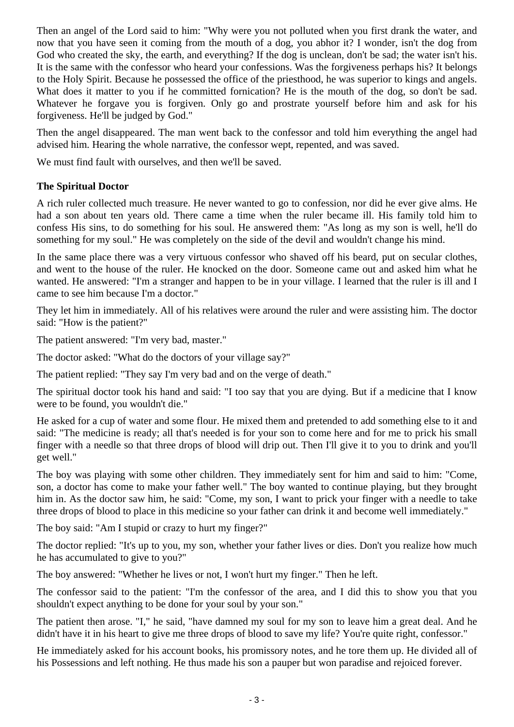Then an angel of the Lord said to him: "Why were you not polluted when you first drank the water, and now that you have seen it coming from the mouth of a dog, you abhor it? I wonder, isn't the dog from God who created the sky, the earth, and everything? If the dog is unclean, don't be sad; the water isn't his. It is the same with the confessor who heard your confessions. Was the forgiveness perhaps his? It belongs to the Holy Spirit. Because he possessed the office of the priesthood, he was superior to kings and angels. What does it matter to you if he committed fornication? He is the mouth of the dog, so don't be sad. Whatever he forgave you is forgiven. Only go and prostrate yourself before him and ask for his forgiveness. He'll be judged by God."

Then the angel disappeared. The man went back to the confessor and told him everything the angel had advised him. Hearing the whole narrative, the confessor wept, repented, and was saved.

We must find fault with ourselves, and then we'll be saved.

**The Spiritual Doctor**

A rich ruler collected much treasure. He never wanted to go to confession, nor did he ever give alms. He had a son about ten years old. There came a time when the ruler became ill. His family told him to confess His sins, to do something for his soul. He answered them: "As long as my son is well, he'll do something for my soul." He was completely on the side of the devil and wouldn't change his mind.

In the same place there was a very virtuous confessor who shaved off his beard, put on secular clothes, and went to the house of the ruler. He knocked on the door. Someone came out and asked him what he wanted. He answered: "I'm a stranger and happen to be in your village. I learned that the ruler is ill and I came to see him because I'm a doctor."

They let him in immediately. All of his relatives were around the ruler and were assisting him. The doctor said: "How is the patient?"

The patient answered: "I'm very bad, master."

The doctor asked: "What do the doctors of your village say?"

The patient replied: "They say I'm very bad and on the verge of death."

The spiritual doctor took his hand and said: "I too say that you are dying. But if a medicine that I know were to be found, you wouldn't die."

He asked for a cup of water and some flour. He mixed them and pretended to add something else to it and said: "The medicine is ready; all that's needed is for your son to come here and for me to prick his small finger with a needle so that three drops of blood will drip out. Then I'll give it to you to drink and you'll get well."

The boy was playing with some other children. They immediately sent for him and said to him: "Come, son, a doctor has come to make your father well." The boy wanted to continue playing, but they brought him in. As the doctor saw him, he said: "Come, my son, I want to prick your finger with a needle to take three drops of blood to place in this medicine so your father can drink it and become well immediately."

The boy said: "Am I stupid or crazy to hurt my finger?"

The doctor replied: "It's up to you, my son, whether your father lives or dies. Don't you realize how much he has accumulated to give to you?"

The boy answered: "Whether he lives or not, I won't hurt my finger." Then he left.

The confessor said to the patient: "I'm the confessor of the area, and I did this to show you that you shouldn't expect anything to be done for your soul by your son."

The patient then arose. "I," he said, "have damned my soul for my son to leave him a great deal. And he didn't have it in his heart to give me three drops of blood to save my life? You're quite right, confessor."

He immediately asked for his account books, his promissory notes, and he tore them up. He divided all of his Possessions and left nothing. He thus made his son a pauper but won paradise and rejoiced forever.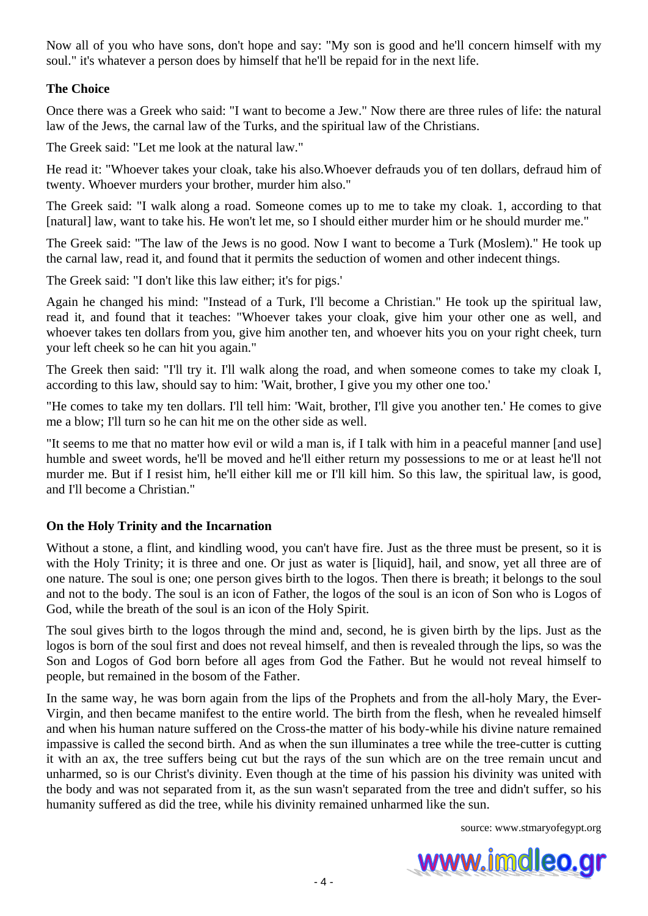Now all of you who have sons, don't hope and say: "My son is good and he'll concern himself with my soul." it's whatever a person does by himself that he'll be repaid for in the next life.

**The Choice**

Once there was a Greek who said: "I want to become a Jew." Now there are three rules of life: the natural law of the Jews, the carnal law of the Turks, and the spiritual law of the Christians.

The Greek said: "Let me look at the natural law."

He read it: "Whoever takes your cloak, take his also.Whoever defrauds you of ten dollars, defraud him of twenty. Whoever murders your brother, murder him also."

The Greek said: "I walk along a road. Someone comes up to me to take my cloak. 1, according to that [natural] law, want to take his. He won't let me, so I should either murder him or he should murder me."

The Greek said: "The law of the Jews is no good. Now I want to become a Turk (Moslem)." He took up the carnal law, read it, and found that it permits the seduction of women and other indecent things.

The Greek said: "I don't like this law either; it's for pigs.'

Again he changed his mind: "Instead of a Turk, I'll become a Christian." He took up the spiritual law, read it, and found that it teaches: "Whoever takes your cloak, give him your other one as well, and whoever takes ten dollars from you, give him another ten, and whoever hits you on your right cheek, turn your left cheek so he can hit you again."

The Greek then said: "I'll try it. I'll walk along the road, and when someone comes to take my cloak I, according to this law, should say to him: 'Wait, brother, I give you my other one too.'

"He comes to take my ten dollars. I'll tell him: 'Wait, brother, I'll give you another ten.' He comes to give me a blow; I'll turn so he can hit me on the other side as well.

"It seems to me that no matter how evil or wild a man is, if I talk with him in a peaceful manner [and use] humble and sweet words, he'll be moved and he'll either return my possessions to me or at least he'll not murder me. But if I resist him, he'll either kill me or I'll kill him. So this law, the spiritual law, is good, and I'll become a Christian."

**On the Holy Trinity and the Incarnation**

Without a stone, a flint, and kindling wood, you can't have fire. Just as the three must be present, so it is with the Holy Trinity; it is three and one. Or just as water is [liquid], hail, and snow, yet all three are of one nature. The soul is one; one person gives birth to the logos. Then there is breath; it belongs to the soul and not to the body. The soul is an icon of Father, the logos of the soul is an icon of Son who is Logos of God, while the breath of the soul is an icon of the Holy Spirit.

The soul gives birth to the logos through the mind and, second, he is given birth by the lips. Just as the logos is born of the soul first and does not reveal himself, and then is revealed through the lips, so was the Son and Logos of God born before all ages from God the Father. But he would not reveal himself to people, but remained in the bosom of the Father.

In the same way, he was born again from the lips of the Prophets and from the all-holy Mary, the Ever-Virgin, and then became manifest to the entire world. The birth from the flesh, when he revealed himself and when his human nature suffered on the Cross-the matter of his body-while his divine nature remained impassive is called the second birth. And as when the sun illuminates a tree while the tree-cutter is cutting it with an ax, the tree suffers being cut but the rays of the sun which are on the tree remain uncut and unharmed, so is our Christ's divinity. Even though at the time of his passion his divinity was united with the body and was not separated from it, as the sun wasn't separated from the tree and didn't suffer, so his humanity suffered as did the tree, while his divinity remained unharmed like the sun.

source: www.stmaryofegypt.org

www.imdleo.gr